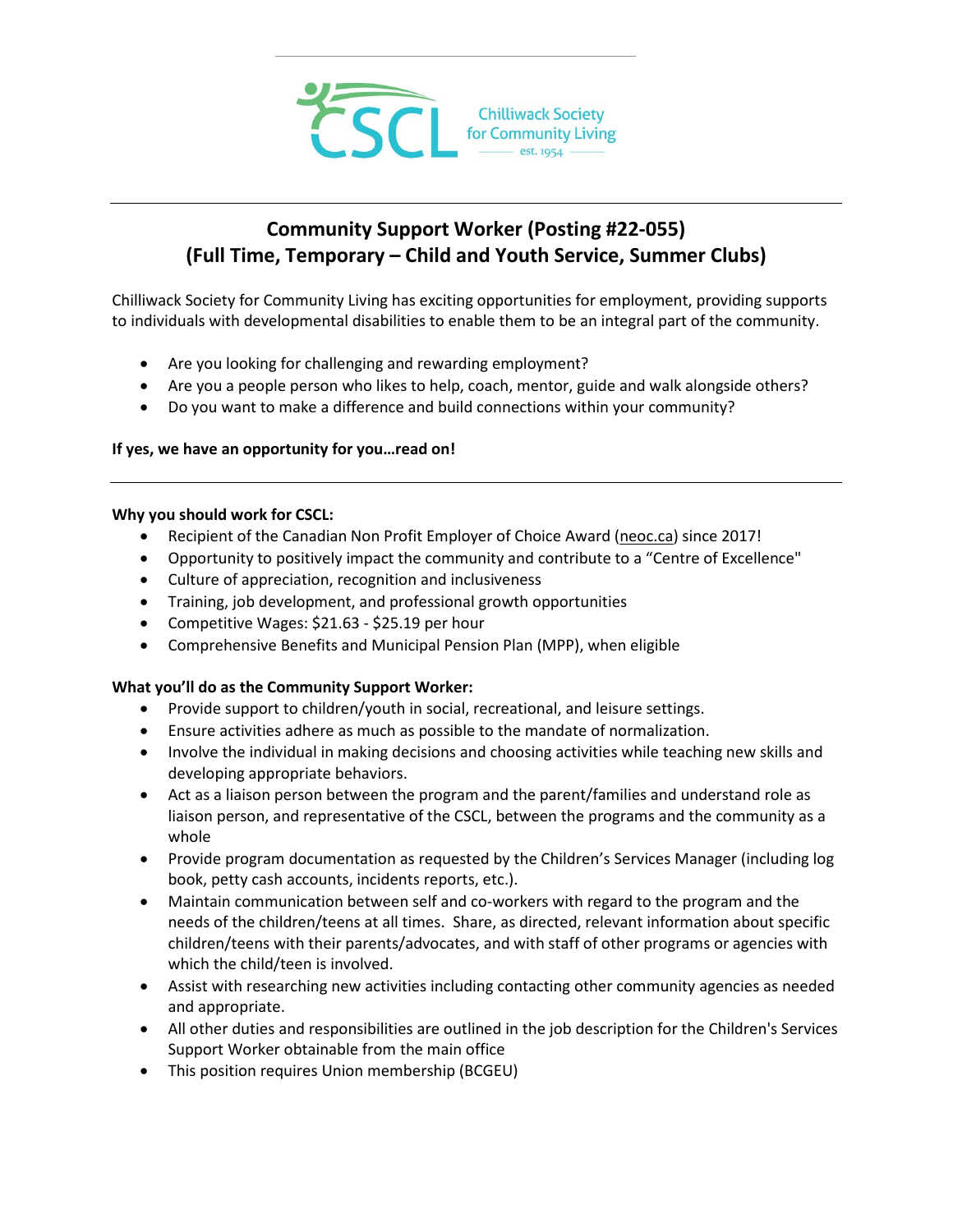Chilliwack Society for Community Living est. 1954

# Community Support Worker (Posting #22-055)
# (Full Time, Temporary – Child and Youth Service, Summer Clubs)

Chilliwack Society for Community Living has exciting opportunities for employment, providing supports to individuals with developmental disabilities to enable them to be an integral part of the community.

- Are you looking for challenging and rewarding employment?
- Are you a people person who likes to help, coach, mentor, guide and walk alongside others?
- Do you want to make a difference and build connections within your community?

**If yes, we have an opportunity for you…read on!**

---

**Why you should work for CSCL:**

- Recipient of the Canadian Non Profit Employer of Choice Award (neoc.ca) since 2017!
- Opportunity to positively impact the community and contribute to a "Centre of Excellence"
- Culture of appreciation, recognition and inclusiveness
- Training, job development, and professional growth opportunities
- Competitive Wages: $21.63 - $25.19 per hour
- Comprehensive Benefits and Municipal Pension Plan (MPP), when eligible

**What you'll do as the Community Support Worker:**

- Provide support to children/youth in social, recreational, and leisure settings.
- Ensure activities adhere as much as possible to the mandate of normalization.
- Involve the individual in making decisions and choosing activities while teaching new skills and developing appropriate behaviors.
- Act as a liaison person between the program and the parent/families and understand role as liaison person, and representative of the CSCL, between the programs and the community as a whole
- Provide program documentation as requested by the Children's Services Manager (including log book, petty cash accounts, incidents reports, etc.).
- Maintain communication between self and co-workers with regard to the program and the needs of the children/teens at all times. Share, as directed, relevant information about specific children/teens with their parents/advocates, and with staff of other programs or agencies with which the child/teen is involved.
- Assist with researching new activities including contacting other community agencies as needed and appropriate.
- All other duties and responsibilities are outlined in the job description for the Children's Services Support Worker obtainable from the main office
- This position requires Union membership (BCGEU)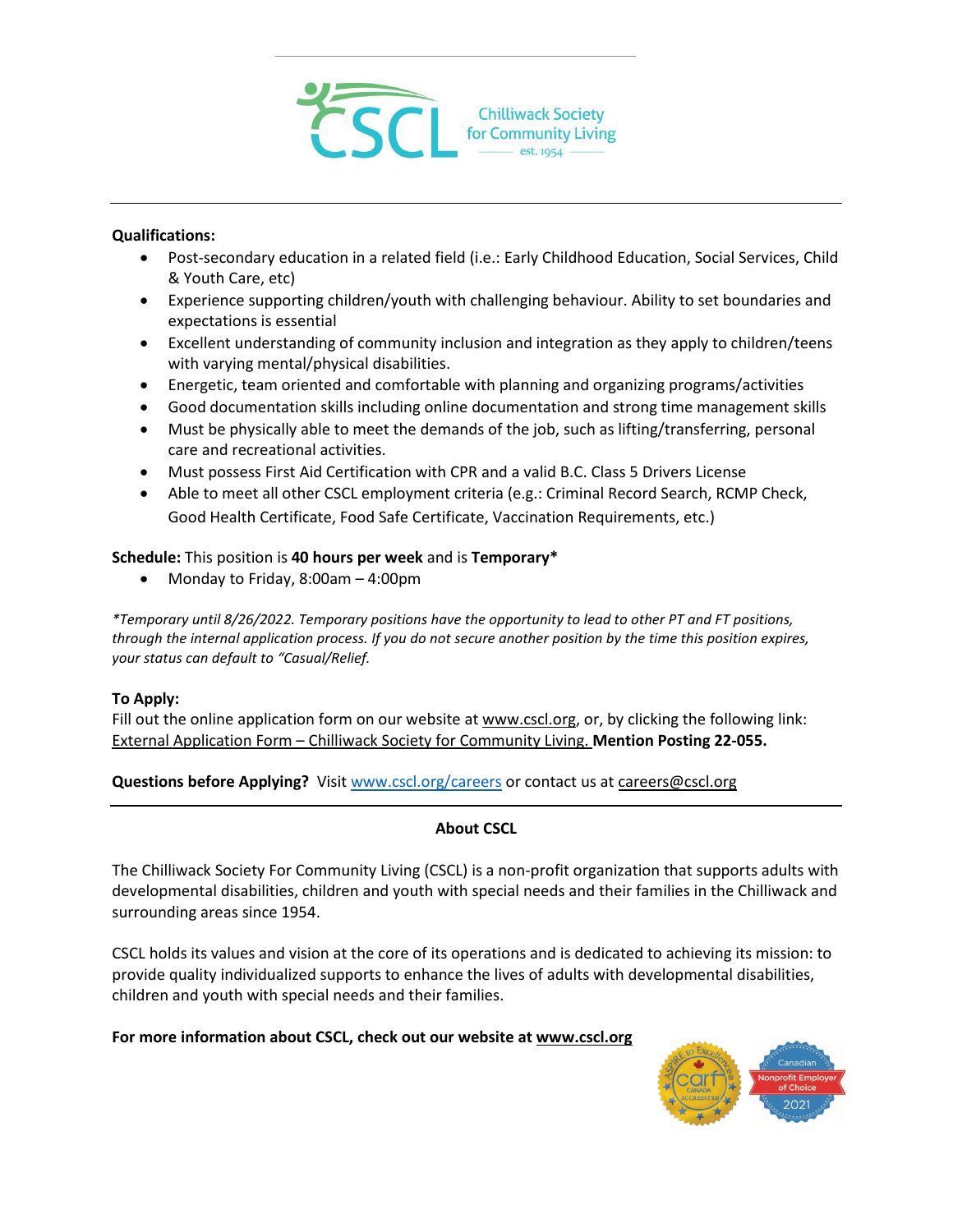**Qualifications:**

- Post-secondary education in a related field (i.e.: Early Childhood Education, Social Services, Child & Youth Care, etc)
- Experience supporting children/youth with challenging behaviour. Ability to set boundaries and expectations is essential
- Excellent understanding of community inclusion and integration as they apply to children/teens with varying mental/physical disabilities.
- Energetic, team oriented and comfortable with planning and organizing programs/activities
- Good documentation skills including online documentation and strong time management skills
- Must be physically able to meet the demands of the job, such as lifting/transferring, personal care and recreational activities.
- Must possess First Aid Certification with CPR and a valid B.C. Class 5 Drivers License
- Able to meet all other CSCL employment criteria (e.g.: Criminal Record Search, RCMP Check, Good Health Certificate, Food Safe Certificate, Vaccination Requirements, etc.)

**Schedule:** This position is **40 hours per week** and is **Temporary***

- Monday to Friday, 8:00am – 4:00pm

*\*Temporary until 8/26/2022. Temporary positions have the opportunity to lead to other PT and FT positions, through the internal application process. If you do not secure another position by the time this position expires, your status can default to "Casual/Relief.*

**To Apply:**
Fill out the online application form on our website at www.cscl.org, or, by clicking the following link: External Application Form – Chilliwack Society for Community Living. **Mention Posting 22-055.**

**Questions before Applying?** Visit www.cscl.org/careers or contact us at careers@cscl.org

---

**About CSCL**

The Chilliwack Society For Community Living (CSCL) is a non-profit organization that supports adults with developmental disabilities, children and youth with special needs and their families in the Chilliwack and surrounding areas since 1954.

CSCL holds its values and vision at the core of its operations and is dedicated to achieving its mission: to provide quality individualized supports to enhance the lives of adults with developmental disabilities, children and youth with special needs and their families.

**For more information about CSCL, check out our website at www.cscl.org**